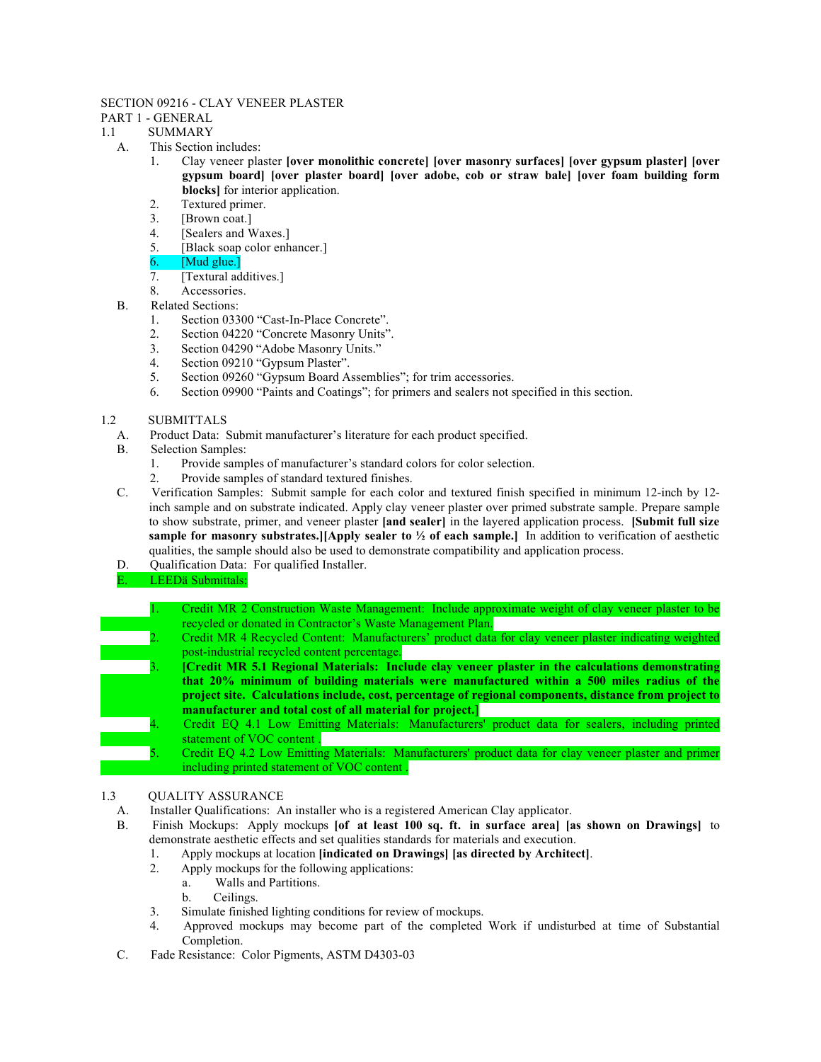# SECTION 09216 - CLAY VENEER PLASTER

## PART 1 - GENERAL

### 1.1 SUMMARY

A. This Section includes:
   1. Clay veneer plaster **[over monolithic concrete] [over masonry surfaces] [over gypsum plaster] [over gypsum board] [over plaster board] [over adobe, cob or straw bale] [over foam building form blocks]** for interior application.
   2. Textured primer.
   3. [Brown coat.]
   4. [Sealers and Waxes.]
   5. [Black soap color enhancer.]
   6. [Mud glue.]
   7. [Textural additives.]
   8. Accessories.

B. Related Sections:
   1. Section 03300 “Cast-In-Place Concrete”.
   2. Section 04220 “Concrete Masonry Units”.
   3. Section 04290 “Adobe Masonry Units.”
   4. Section 09210 “Gypsum Plaster”.
   5. Section 09260 “Gypsum Board Assemblies”; for trim accessories.
   6. Section 09900 “Paints and Coatings”; for primers and sealers not specified in this section.

### 1.2 SUBMITTALS

A. Product Data: Submit manufacturer’s literature for each product specified.

B. Selection Samples:
   1. Provide samples of manufacturer’s standard colors for color selection.
   2. Provide samples of standard textured finishes.

C. Verification Samples: Submit sample for each color and textured finish specified in minimum 12-inch by 12-inch sample and on substrate indicated. Apply clay veneer plaster over primed substrate sample. Prepare sample to show substrate, primer, and veneer plaster **[and sealer]** in the layered application process. **[Submit full size sample for masonry substrates.][Apply sealer to ½ of each sample.]** In addition to verification of aesthetic qualities, the sample should also be used to demonstrate compatibility and application process.

D. Qualification Data: For qualified Installer.

E. LEEDä Submittals:
   1. Credit MR 2 Construction Waste Management: Include approximate weight of clay veneer plaster to be recycled or donated in Contractor’s Waste Management Plan.
   2. Credit MR 4 Recycled Content: Manufacturers’ product data for clay veneer plaster indicating weighted post-industrial recycled content percentage.
   3. **[Credit MR 5.1 Regional Materials: Include clay veneer plaster in the calculations demonstrating that 20% minimum of building materials were manufactured within a 500 miles radius of the project site. Calculations include, cost, percentage of regional components, distance from project to manufacturer and total cost of all material for project.]**
   4. Credit EQ 4.1 Low Emitting Materials: Manufacturers' product data for sealers, including printed statement of VOC content .
   5. Credit EQ 4.2 Low Emitting Materials: Manufacturers' product data for clay veneer plaster and primer including printed statement of VOC content .

### 1.3 QUALITY ASSURANCE

A. Installer Qualifications: An installer who is a registered American Clay applicator.

B. Finish Mockups: Apply mockups **[of at least 100 sq. ft. in surface area] [as shown on Drawings]** to demonstrate aesthetic effects and set qualities standards for materials and execution.
   1. Apply mockups at location **[indicated on Drawings] [as directed by Architect]**.
   2. Apply mockups for the following applications:
      a. Walls and Partitions.
      b. Ceilings.
   3. Simulate finished lighting conditions for review of mockups.
   4. Approved mockups may become part of the completed Work if undisturbed at time of Substantial Completion.

C. Fade Resistance: Color Pigments, ASTM D4303-03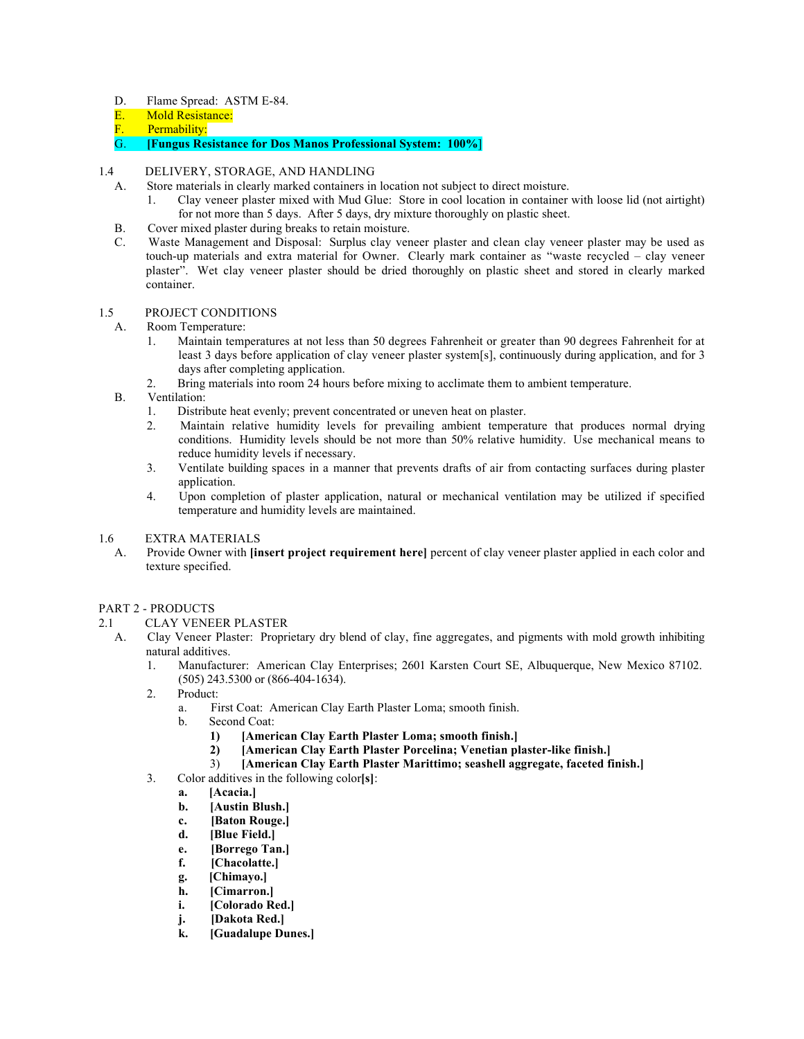D. Flame Spread: ASTM E-84.

E. Mold Resistance:

F. Permability:

G. **[Fungus Resistance for Dos Manos Professional System: 100%**]

1.4 DELIVERY, STORAGE, AND HANDLING

A. Store materials in clearly marked containers in location not subject to direct moisture.

1. Clay veneer plaster mixed with Mud Glue: Store in cool location in container with loose lid (not airtight) for not more than 5 days. After 5 days, dry mixture thoroughly on plastic sheet.

B. Cover mixed plaster during breaks to retain moisture.

C. Waste Management and Disposal: Surplus clay veneer plaster and clean clay veneer plaster may be used as touch-up materials and extra material for Owner. Clearly mark container as "waste recycled – clay veneer plaster". Wet clay veneer plaster should be dried thoroughly on plastic sheet and stored in clearly marked container.

1.5 PROJECT CONDITIONS

A. Room Temperature:

1. Maintain temperatures at not less than 50 degrees Fahrenheit or greater than 90 degrees Fahrenheit for at least 3 days before application of clay veneer plaster system[s], continuously during application, and for 3 days after completing application.
2. Bring materials into room 24 hours before mixing to acclimate them to ambient temperature.

B. Ventilation:

1. Distribute heat evenly; prevent concentrated or uneven heat on plaster.
2. Maintain relative humidity levels for prevailing ambient temperature that produces normal drying conditions. Humidity levels should be not more than 50% relative humidity. Use mechanical means to reduce humidity levels if necessary.
3. Ventilate building spaces in a manner that prevents drafts of air from contacting surfaces during plaster application.
4. Upon completion of plaster application, natural or mechanical ventilation may be utilized if specified temperature and humidity levels are maintained.

1.6 EXTRA MATERIALS

A. Provide Owner with **[insert project requirement here]** percent of clay veneer plaster applied in each color and texture specified.

PART 2 - PRODUCTS

2.1 CLAY VENEER PLASTER

A. Clay Veneer Plaster: Proprietary dry blend of clay, fine aggregates, and pigments with mold growth inhibiting natural additives.

1. Manufacturer: American Clay Enterprises; 2601 Karsten Court SE, Albuquerque, New Mexico 87102. (505) 243.5300 or (866-404-1634).
2. Product:
   a. First Coat: American Clay Earth Plaster Loma; smooth finish.
   b. Second Coat:
      1) **[American Clay Earth Plaster Loma; smooth finish.]**
      2) **[American Clay Earth Plaster Porcelina; Venetian plaster-like finish.]**
      3) **[American Clay Earth Plaster Marittimo; seashell aggregate, faceted finish.]**
3. Color additives in the following color**[s]**:
   a. **[Acacia.]**
   b. **[Austin Blush.]**
   c. **[Baton Rouge.]**
   d. **[Blue Field.]**
   e. **[Borrego Tan.]**
   f. **[Chacolatte.]**
   g. **[Chimayo.]**
   h. **[Cimarron.]**
   i. **[Colorado Red.]**
   j. **[Dakota Red.]**
   k. **[Guadalupe Dunes.]**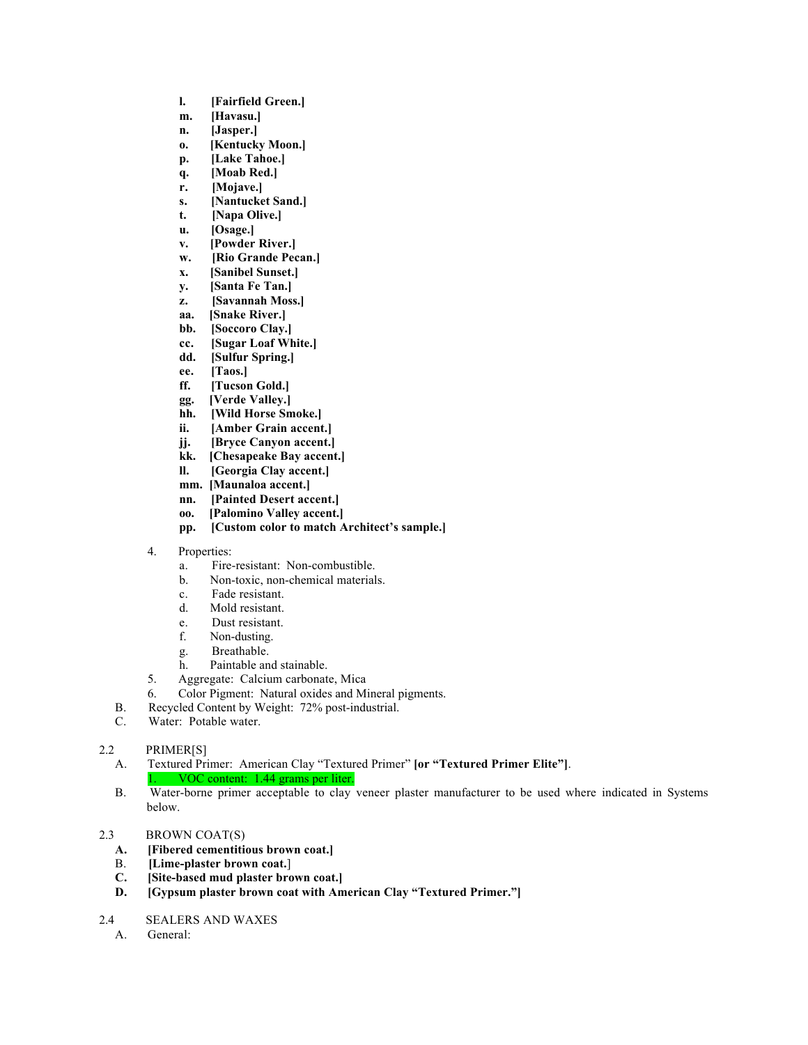l. **[Fairfield Green.]**
m. **[Havasu.]**
n. **[Jasper.]**
o. **[Kentucky Moon.]**
p. **[Lake Tahoe.]**
q. **[Moab Red.]**
r. **[Mojave.]**
s. **[Nantucket Sand.]**
t. **[Napa Olive.]**
u. **[Osage.]**
v. **[Powder River.]**
w. **[Rio Grande Pecan.]**
x. **[Sanibel Sunset.]**
y. **[Santa Fe Tan.]**
z. **[Savannah Moss.]**
aa. **[Snake River.]**
bb. **[Soccoro Clay.]**
cc. **[Sugar Loaf White.]**
dd. **[Sulfur Spring.]**
ee. **[Taos.]**
ff. **[Tucson Gold.]**
gg. **[Verde Valley.]**
hh. **[Wild Horse Smoke.]**
ii. **[Amber Grain accent.]**
jj. **[Bryce Canyon accent.]**
kk. **[Chesapeake Bay accent.]**
ll. **[Georgia Clay accent.]**
mm. **[Maunaloa accent.]**
nn. **[Painted Desert accent.]**
oo. **[Palomino Valley accent.]**
pp. **[Custom color to match Architect's sample.]**

4. Properties:
   a. Fire-resistant: Non-combustible.
   b. Non-toxic, non-chemical materials.
   c. Fade resistant.
   d. Mold resistant.
   e. Dust resistant.
   f. Non-dusting.
   g. Breathable.
   h. Paintable and stainable.
5. Aggregate: Calcium carbonate, Mica
6. Color Pigment: Natural oxides and Mineral pigments.

B. Recycled Content by Weight: 72% post-industrial.
C. Water: Potable water.

2.2 PRIMER[S]

A. Textured Primer: American Clay "Textured Primer" **[or "Textured Primer Elite"]**.
   1. VOC content: 1.44 grams per liter.
B. Water-borne primer acceptable to clay veneer plaster manufacturer to be used where indicated in Systems below.

2.3 BROWN COAT(S)

A. **[Fibered cementitious brown coat.]**
B. **[Lime-plaster brown coat.]**
C. **[Site-based mud plaster brown coat.]**
D. **[Gypsum plaster brown coat with American Clay "Textured Primer."]**

2.4 SEALERS AND WAXES

A. General: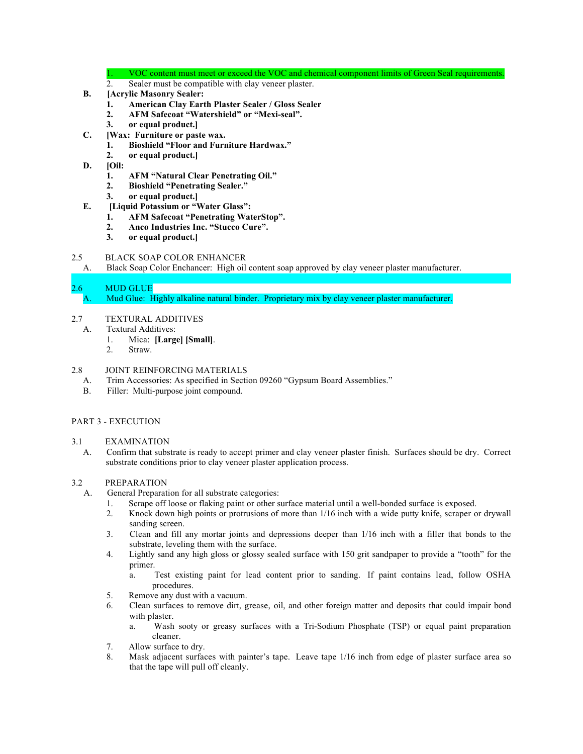1. VOC content must meet or exceed the VOC and chemical component limits of Green Seal requirements.
2. Sealer must be compatible with clay veneer plaster.

**B. [Acrylic Masonry Sealer:**

1. **American Clay Earth Plaster Sealer / Gloss Sealer**
2. **AFM Safecoat "Watershield" or "Mexi-seal".**
3. **or equal product.]**

**C. [Wax: Furniture or paste wax.**

1. **Bioshield "Floor and Furniture Hardwax."**
2. **or equal product.]**

**D. [Oil:**

1. **AFM "Natural Clear Penetrating Oil."**
2. **Bioshield "Penetrating Sealer."**
3. **or equal product.]**

**E. [Liquid Potassium or "Water Glass":**

1. **AFM Safecoat "Penetrating WaterStop".**
2. **Anco Industries Inc. "Stucco Cure".**
3. **or equal product.]**

2.5 BLACK SOAP COLOR ENHANCER

A. Black Soap Color Enchancer: High oil content soap approved by clay veneer plaster manufacturer.

2.6 MUD GLUE

A. Mud Glue: Highly alkaline natural binder. Proprietary mix by clay veneer plaster manufacturer.

2.7 TEXTURAL ADDITIVES

A. Textural Additives:

1. Mica: **[Large] [Small]**.
2. Straw.

2.8 JOINT REINFORCING MATERIALS

A. Trim Accessories: As specified in Section 09260 "Gypsum Board Assemblies."

B. Filler: Multi-purpose joint compound.

PART 3 - EXECUTION

3.1 EXAMINATION

A. Confirm that substrate is ready to accept primer and clay veneer plaster finish. Surfaces should be dry. Correct substrate conditions prior to clay veneer plaster application process.

3.2 PREPARATION

A. General Preparation for all substrate categories:

1. Scrape off loose or flaking paint or other surface material until a well-bonded surface is exposed.
2. Knock down high points or protrusions of more than 1/16 inch with a wide putty knife, scraper or drywall sanding screen.
3. Clean and fill any mortar joints and depressions deeper than 1/16 inch with a filler that bonds to the substrate, leveling them with the surface.
4. Lightly sand any high gloss or glossy sealed surface with 150 grit sandpaper to provide a "tooth" for the primer.
   a. Test existing paint for lead content prior to sanding. If paint contains lead, follow OSHA procedures.
5. Remove any dust with a vacuum.
6. Clean surfaces to remove dirt, grease, oil, and other foreign matter and deposits that could impair bond with plaster.
   a. Wash sooty or greasy surfaces with a Tri-Sodium Phosphate (TSP) or equal paint preparation cleaner.
7. Allow surface to dry.
8. Mask adjacent surfaces with painter's tape. Leave tape 1/16 inch from edge of plaster surface area so that the tape will pull off cleanly.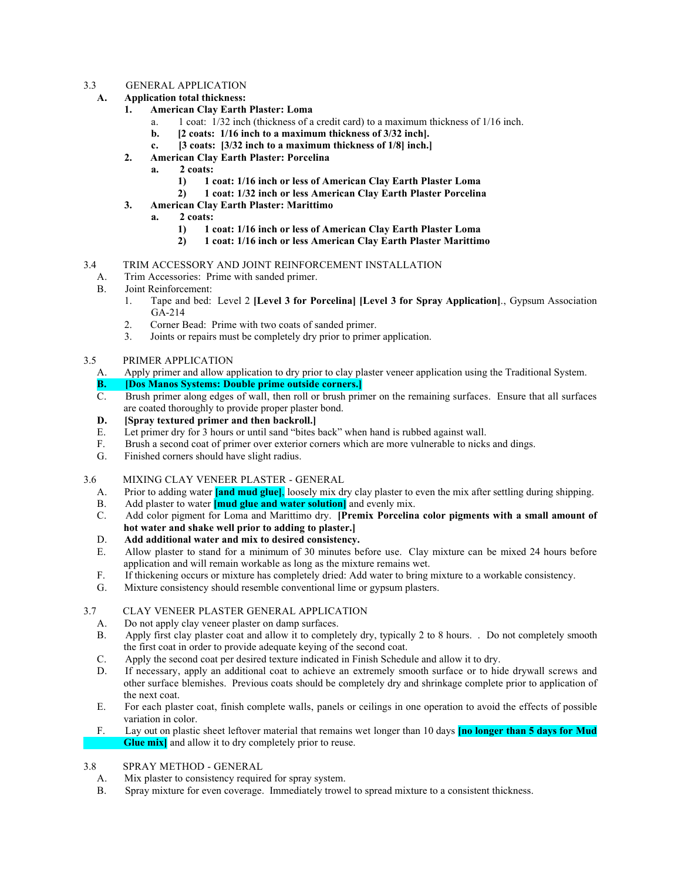3.3 GENERAL APPLICATION

**A. Application total thickness:**

1. **American Clay Earth Plaster: Loma**
   a. 1 coat: 1/32 inch (thickness of a credit card) to a maximum thickness of 1/16 inch.
   **b. [2 coats: 1/16 inch to a maximum thickness of 3/32 inch].**
   **c. [3 coats: [3/32 inch to a maximum thickness of 1/8] inch.]**
2. **American Clay Earth Plaster: Porcelina**
   **a. 2 coats:**
      **1) 1 coat: 1/16 inch or less of American Clay Earth Plaster Loma**
      **2) 1 coat: 1/32 inch or less American Clay Earth Plaster Porcelina**
3. **American Clay Earth Plaster: Marittimo**
   **a. 2 coats:**
      **1) 1 coat: 1/16 inch or less of American Clay Earth Plaster Loma**
      **2) 1 coat: 1/16 inch or less American Clay Earth Plaster Marittimo**

3.4 TRIM ACCESSORY AND JOINT REINFORCEMENT INSTALLATION

A. Trim Accessories: Prime with sanded primer.

B. Joint Reinforcement:
1. Tape and bed: Level 2 **[Level 3 for Porcelina] [Level 3 for Spray Application]**., Gypsum Association GA-214
2. Corner Bead: Prime with two coats of sanded primer.
3. Joints or repairs must be completely dry prior to primer application.

3.5 PRIMER APPLICATION

A. Apply primer and allow application to dry prior to clay plaster veneer application using the Traditional System.

**B. [Dos Manos Systems: Double prime outside corners.]**

C. Brush primer along edges of wall, then roll or brush primer on the remaining surfaces. Ensure that all surfaces are coated thoroughly to provide proper plaster bond.

**D. [Spray textured primer and then backroll.]**

E. Let primer dry for 3 hours or until sand "bites back" when hand is rubbed against wall.

F. Brush a second coat of primer over exterior corners which are more vulnerable to nicks and dings.

G. Finished corners should have slight radius.

3.6 MIXING CLAY VENEER PLASTER - GENERAL

A. Prior to adding water **[and mud glue]**, loosely mix dry clay plaster to even the mix after settling during shipping.

B. Add plaster to water **[mud glue and water solution]** and evenly mix.

C. Add color pigment for Loma and Marittimo dry. **[Premix Porcelina color pigments with a small amount of hot water and shake well prior to adding to plaster.]**

**D. Add additional water and mix to desired consistency.**

E. Allow plaster to stand for a minimum of 30 minutes before use. Clay mixture can be mixed 24 hours before application and will remain workable as long as the mixture remains wet.

F. If thickening occurs or mixture has completely dried: Add water to bring mixture to a workable consistency.

G. Mixture consistency should resemble conventional lime or gypsum plasters.

3.7 CLAY VENEER PLASTER GENERAL APPLICATION

A. Do not apply clay veneer plaster on damp surfaces.

B. Apply first clay plaster coat and allow it to completely dry, typically 2 to 8 hours. . Do not completely smooth the first coat in order to provide adequate keying of the second coat.

C. Apply the second coat per desired texture indicated in Finish Schedule and allow it to dry.

D. If necessary, apply an additional coat to achieve an extremely smooth surface or to hide drywall screws and other surface blemishes. Previous coats should be completely dry and shrinkage complete prior to application of the next coat.

E. For each plaster coat, finish complete walls, panels or ceilings in one operation to avoid the effects of possible variation in color.

F. Lay out on plastic sheet leftover material that remains wet longer than 10 days **[no longer than 5 days for Mud Glue mix]** and allow it to dry completely prior to reuse.

3.8 SPRAY METHOD - GENERAL

A. Mix plaster to consistency required for spray system.

B. Spray mixture for even coverage. Immediately trowel to spread mixture to a consistent thickness.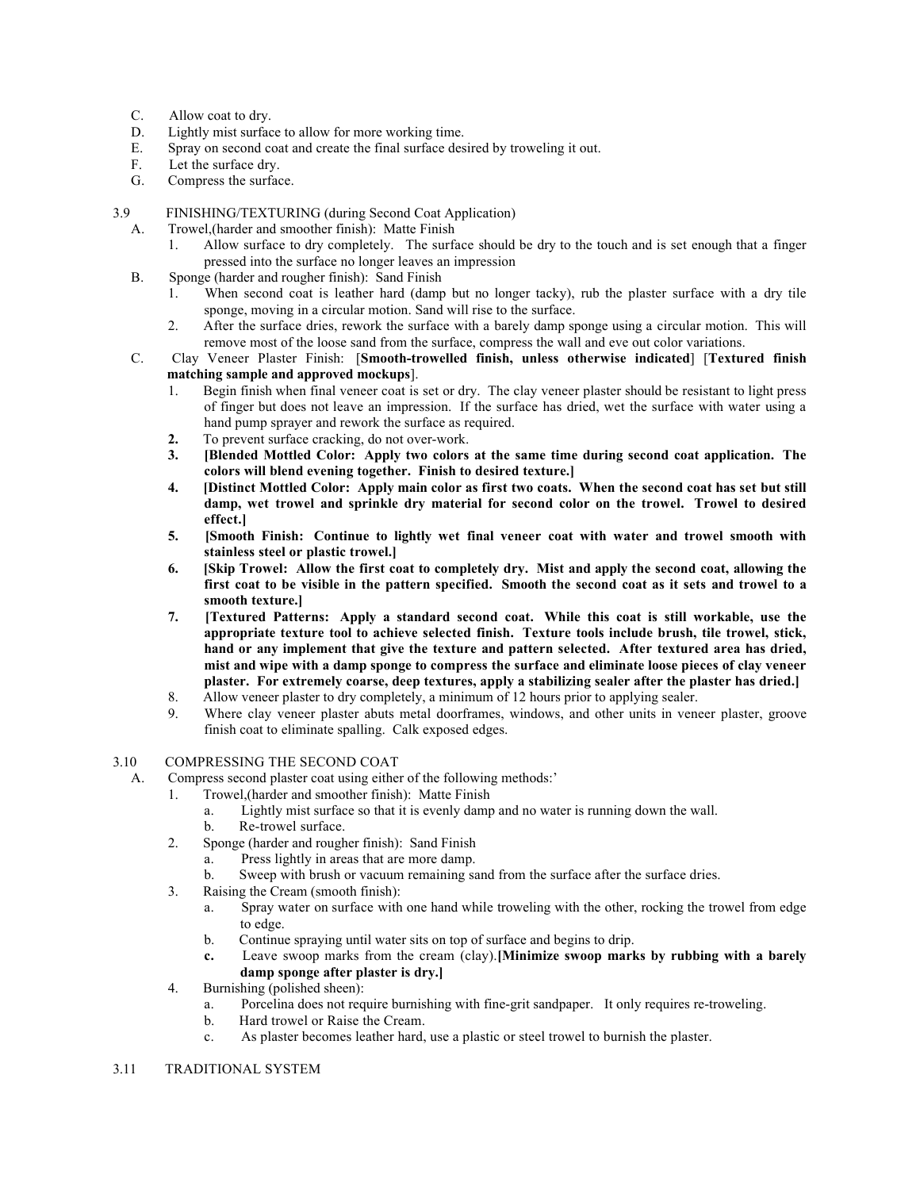C. Allow coat to dry.
D. Lightly mist surface to allow for more working time.
E. Spray on second coat and create the final surface desired by troweling it out.
F. Let the surface dry.
G. Compress the surface.

3.9 FINISHING/TEXTURING (during Second Coat Application)

A. Trowel,(harder and smoother finish): Matte Finish
   1. Allow surface to dry completely. The surface should be dry to the touch and is set enough that a finger pressed into the surface no longer leaves an impression
B. Sponge (harder and rougher finish): Sand Finish
   1. When second coat is leather hard (damp but no longer tacky), rub the plaster surface with a dry tile sponge, moving in a circular motion. Sand will rise to the surface.
   2. After the surface dries, rework the surface with a barely damp sponge using a circular motion. This will remove most of the loose sand from the surface, compress the wall and eve out color variations.
C. Clay Veneer Plaster Finish: [**Smooth-trowelled finish, unless otherwise indicated**] [**Textured finish matching sample and approved mockups**].
   1. Begin finish when final veneer coat is set or dry. The clay veneer plaster should be resistant to light press of finger but does not leave an impression. If the surface has dried, wet the surface with water using a hand pump sprayer and rework the surface as required.
   2. To prevent surface cracking, do not over-work.
   3. **[Blended Mottled Color: Apply two colors at the same time during second coat application. The colors will blend evening together. Finish to desired texture.]**
   4. **[Distinct Mottled Color: Apply main color as first two coats. When the second coat has set but still damp, wet trowel and sprinkle dry material for second color on the trowel. Trowel to desired effect.]**
   5. **[Smooth Finish: Continue to lightly wet final veneer coat with water and trowel smooth with stainless steel or plastic trowel.]**
   6. **[Skip Trowel: Allow the first coat to completely dry. Mist and apply the second coat, allowing the first coat to be visible in the pattern specified. Smooth the second coat as it sets and trowel to a smooth texture.]**
   7. **[Textured Patterns: Apply a standard second coat. While this coat is still workable, use the appropriate texture tool to achieve selected finish. Texture tools include brush, tile trowel, stick, hand or any implement that give the texture and pattern selected. After textured area has dried, mist and wipe with a damp sponge to compress the surface and eliminate loose pieces of clay veneer plaster. For extremely coarse, deep textures, apply a stabilizing sealer after the plaster has dried.]**
   8. Allow veneer plaster to dry completely, a minimum of 12 hours prior to applying sealer.
   9. Where clay veneer plaster abuts metal doorframes, windows, and other units in veneer plaster, groove finish coat to eliminate spalling. Calk exposed edges.

3.10 COMPRESSING THE SECOND COAT

A. Compress second plaster coat using either of the following methods:'
   1. Trowel,(harder and smoother finish): Matte Finish
      a. Lightly mist surface so that it is evenly damp and no water is running down the wall.
      b. Re-trowel surface.
   2. Sponge (harder and rougher finish): Sand Finish
      a. Press lightly in areas that are more damp.
      b. Sweep with brush or vacuum remaining sand from the surface after the surface dries.
   3. Raising the Cream (smooth finish):
      a. Spray water on surface with one hand while troweling with the other, rocking the trowel from edge to edge.
      b. Continue spraying until water sits on top of surface and begins to drip.
      c. Leave swoop marks from the cream (clay).**[Minimize swoop marks by rubbing with a barely damp sponge after plaster is dry.]**
   4. Burnishing (polished sheen):
      a. Porcelina does not require burnishing with fine-grit sandpaper. It only requires re-troweling.
      b. Hard trowel or Raise the Cream.
      c. As plaster becomes leather hard, use a plastic or steel trowel to burnish the plaster.

3.11 TRADITIONAL SYSTEM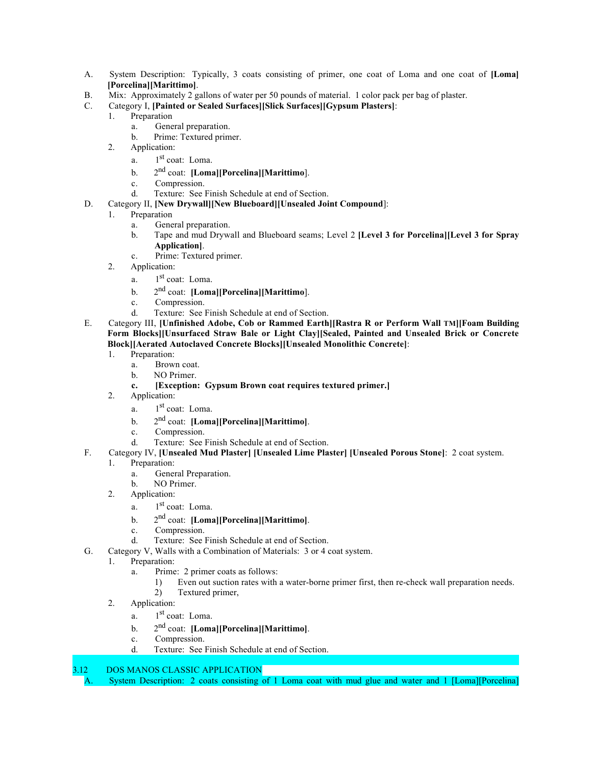A. System Description: Typically, 3 coats consisting of primer, one coat of Loma and one coat of **[Loma][Porcelina][Marittimo]**.

B. Mix: Approximately 2 gallons of water per 50 pounds of material. 1 color pack per bag of plaster.

C. Category I, **[Painted or Sealed Surfaces][Slick Surfaces][Gypsum Plasters]**:
   1. Preparation
      a. General preparation.
      b. Prime: Textured primer.
   2. Application:
      a. 1st coat: Loma.
      b. 2nd coat: **[Loma][Porcelina][Marittimo**].
      c. Compression.
      d. Texture: See Finish Schedule at end of Section.

D. Category II, **[New Drywall][New Blueboard][Unsealed Joint Compound**]:
   1. Preparation
      a. General preparation.
      b. Tape and mud Drywall and Blueboard seams; Level 2 **[Level 3 for Porcelina][Level 3 for Spray Application]**.
      c. Prime: Textured primer.
   2. Application:
      a. 1st coat: Loma.
      b. 2nd coat: **[Loma][Porcelina][Marittimo**].
      c. Compression.
      d. Texture: See Finish Schedule at end of Section.

E. Category III, **[Unfinished Adobe, Cob or Rammed Earth][Rastra R or Perform Wall TM][Foam Building Form Blocks][Unsurfaced Straw Bale or Light Clay][Sealed, Painted and Unsealed Brick or Concrete Block][Aerated Autoclaved Concrete Blocks][Unsealed Monolithic Concrete]**:
   1. Preparation:
      a. Brown coat.
      b. NO Primer.
      **c. [Exception: Gypsum Brown coat requires textured primer.]**
   2. Application:
      a. 1st coat: Loma.
      b. 2nd coat: **[Loma][Porcelina][Marittimo]**.
      c. Compression.
      d. Texture: See Finish Schedule at end of Section.

F. Category IV, **[Unsealed Mud Plaster] [Unsealed Lime Plaster] [Unsealed Porous Stone]**: 2 coat system.
   1. Preparation:
      a. General Preparation.
      b. NO Primer.
   2. Application:
      a. 1st coat: Loma.
      b. 2nd coat: **[Loma][Porcelina][Marittimo]**.
      c. Compression.
      d. Texture: See Finish Schedule at end of Section.

G. Category V, Walls with a Combination of Materials: 3 or 4 coat system.
   1. Preparation:
      a. Prime: 2 primer coats as follows:
         1) Even out suction rates with a water-borne primer first, then re-check wall preparation needs.
         2) Textured primer,
   2. Application:
      a. 1st coat: Loma.
      b. 2nd coat: **[Loma][Porcelina][Marittimo]**.
      c. Compression.
      d. Texture: See Finish Schedule at end of Section.

3.12 DOS MANOS CLASSIC APPLICATION

A. System Description: 2 coats consisting of 1 Loma coat with mud glue and water and 1 [Loma][Porcelina]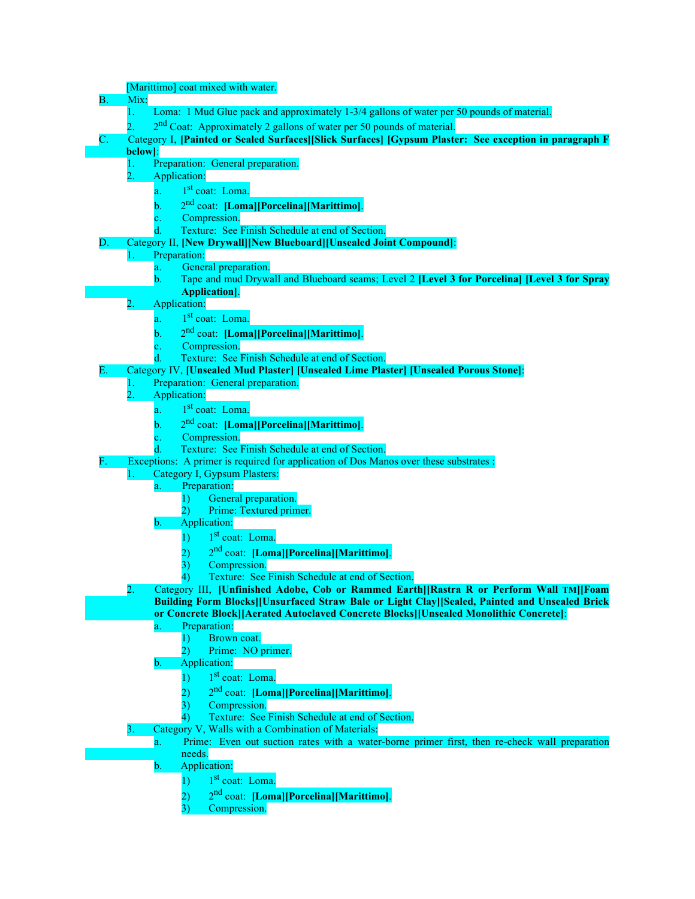[Marittimo] coat mixed with water.

B. Mix:
   1. Loma: 1 Mud Glue pack and approximately 1-3/4 gallons of water per 50 pounds of material.
   2. 2nd Coat: Approximately 2 gallons of water per 50 pounds of material.

C. Category I, **[Painted or Sealed Surfaces][Slick Surfaces] [Gypsum Plaster: See exception in paragraph F below]**:
   1. Preparation: General preparation.
   2. Application:
      a. 1st coat: Loma.
      b. 2nd coat: **[Loma][Porcelina][Marittimo]**.
      c. Compression.
      d. Texture: See Finish Schedule at end of Section.

D. Category II, **[New Drywall][New Blueboard][Unsealed Joint Compound]**:
   1. Preparation:
      a. General preparation.
      b. Tape and mud Drywall and Blueboard seams; Level 2 **[Level 3 for Porcelina] [Level 3 for Spray Application]**.
   2. Application:
      a. 1st coat: Loma.
      b. 2nd coat: **[Loma][Porcelina][Marittimo]**.
      c. Compression.
      d. Texture: See Finish Schedule at end of Section.

E. Category IV, **[Unsealed Mud Plaster] [Unsealed Lime Plaster] [Unsealed Porous Stone]**:
   1. Preparation: General preparation.
   2. Application:
      a. 1st coat: Loma.
      b. 2nd coat: **[Loma][Porcelina][Marittimo]**.
      c. Compression.
      d. Texture: See Finish Schedule at end of Section.

F. Exceptions: A primer is required for application of Dos Manos over these substrates :
   1. Category I, Gypsum Plasters:
      a. Preparation:
         1) General preparation.
         2) Prime: Textured primer.
      b. Application:
         1) 1st coat: Loma.
         2) 2nd coat: **[Loma][Porcelina][Marittimo]**.
         3) Compression.
         4) Texture: See Finish Schedule at end of Section.
   2. Category III, **[Unfinished Adobe, Cob or Rammed Earth][Rastra R or Perform Wall TM][Foam Building Form Blocks][Unsurfaced Straw Bale or Light Clay][Sealed, Painted and Unsealed Brick or Concrete Block][Aerated Autoclaved Concrete Blocks][Unsealed Monolithic Concrete]**:
      a. Preparation:
         1) Brown coat.
         2) Prime: NO primer.
      b. Application:
         1) 1st coat: Loma.
         2) 2nd coat: **[Loma][Porcelina][Marittimo]**.
         3) Compression.
         4) Texture: See Finish Schedule at end of Section.
   3. Category V, Walls with a Combination of Materials:
      a. Prime: Even out suction rates with a water-borne primer first, then re-check wall preparation needs.
      b. Application:
         1) 1st coat: Loma.
         2) 2nd coat: **[Loma][Porcelina][Marittimo]**.
         3) Compression.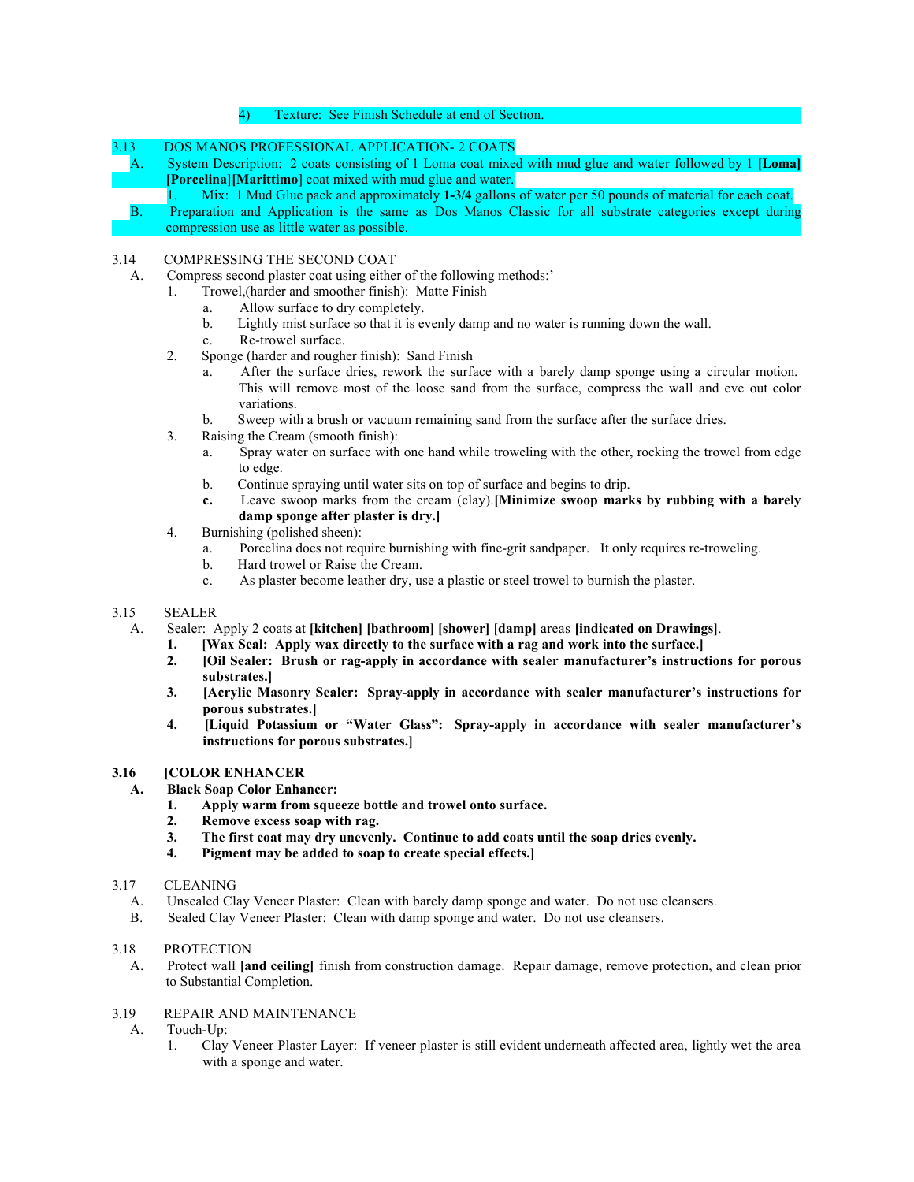4) Texture: See Finish Schedule at end of Section.

3.13 DOS MANOS PROFESSIONAL APPLICATION- 2 COATS

A. System Description: 2 coats consisting of 1 Loma coat mixed with mud glue and water followed by 1 **[Loma][Porcelina][Marittimo]** coat mixed with mud glue and water.

1. Mix: 1 Mud Glue pack and approximately **1-3/4** gallons of water per 50 pounds of material for each coat.

B. Preparation and Application is the same as Dos Manos Classic for all substrate categories except during compression use as little water as possible.

3.14 COMPRESSING THE SECOND COAT

A. Compress second plaster coat using either of the following methods:'

1. Trowel,(harder and smoother finish): Matte Finish
   a. Allow surface to dry completely.
   b. Lightly mist surface so that it is evenly damp and no water is running down the wall.
   c. Re-trowel surface.
2. Sponge (harder and rougher finish): Sand Finish
   a. After the surface dries, rework the surface with a barely damp sponge using a circular motion. This will remove most of the loose sand from the surface, compress the wall and eve out color variations.
   b. Sweep with a brush or vacuum remaining sand from the surface after the surface dries.
3. Raising the Cream (smooth finish):
   a. Spray water on surface with one hand while troweling with the other, rocking the trowel from edge to edge.
   b. Continue spraying until water sits on top of surface and begins to drip.
   **c.** Leave swoop marks from the cream (clay).**[Minimize swoop marks by rubbing with a barely damp sponge after plaster is dry.]**
4. Burnishing (polished sheen):
   a. Porcelina does not require burnishing with fine-grit sandpaper. It only requires re-troweling.
   b. Hard trowel or Raise the Cream.
   c. As plaster become leather dry, use a plastic or steel trowel to burnish the plaster.

3.15 SEALER

A. Sealer: Apply 2 coats at **[kitchen] [bathroom] [shower] [damp]** areas **[indicated on Drawings]**.

**1. [Wax Seal: Apply wax directly to the surface with a rag and work into the surface.]**
**2. [Oil Sealer: Brush or rag-apply in accordance with sealer manufacturer's instructions for porous substrates.]**
**3. [Acrylic Masonry Sealer: Spray-apply in accordance with sealer manufacturer's instructions for porous substrates.]**
**4. [Liquid Potassium or "Water Glass": Spray-apply in accordance with sealer manufacturer's instructions for porous substrates.]**

**3.16 [COLOR ENHANCER**

**A. Black Soap Color Enhancer:**

**1. Apply warm from squeeze bottle and trowel onto surface.**
**2. Remove excess soap with rag.**
**3. The first coat may dry unevenly. Continue to add coats until the soap dries evenly.**
**4. Pigment may be added to soap to create special effects.]**

3.17 CLEANING

A. Unsealed Clay Veneer Plaster: Clean with barely damp sponge and water. Do not use cleansers.

B. Sealed Clay Veneer Plaster: Clean with damp sponge and water. Do not use cleansers.

3.18 PROTECTION

A. Protect wall **[and ceiling]** finish from construction damage. Repair damage, remove protection, and clean prior to Substantial Completion.

3.19 REPAIR AND MAINTENANCE

A. Touch-Up:

1. Clay Veneer Plaster Layer: If veneer plaster is still evident underneath affected area, lightly wet the area with a sponge and water.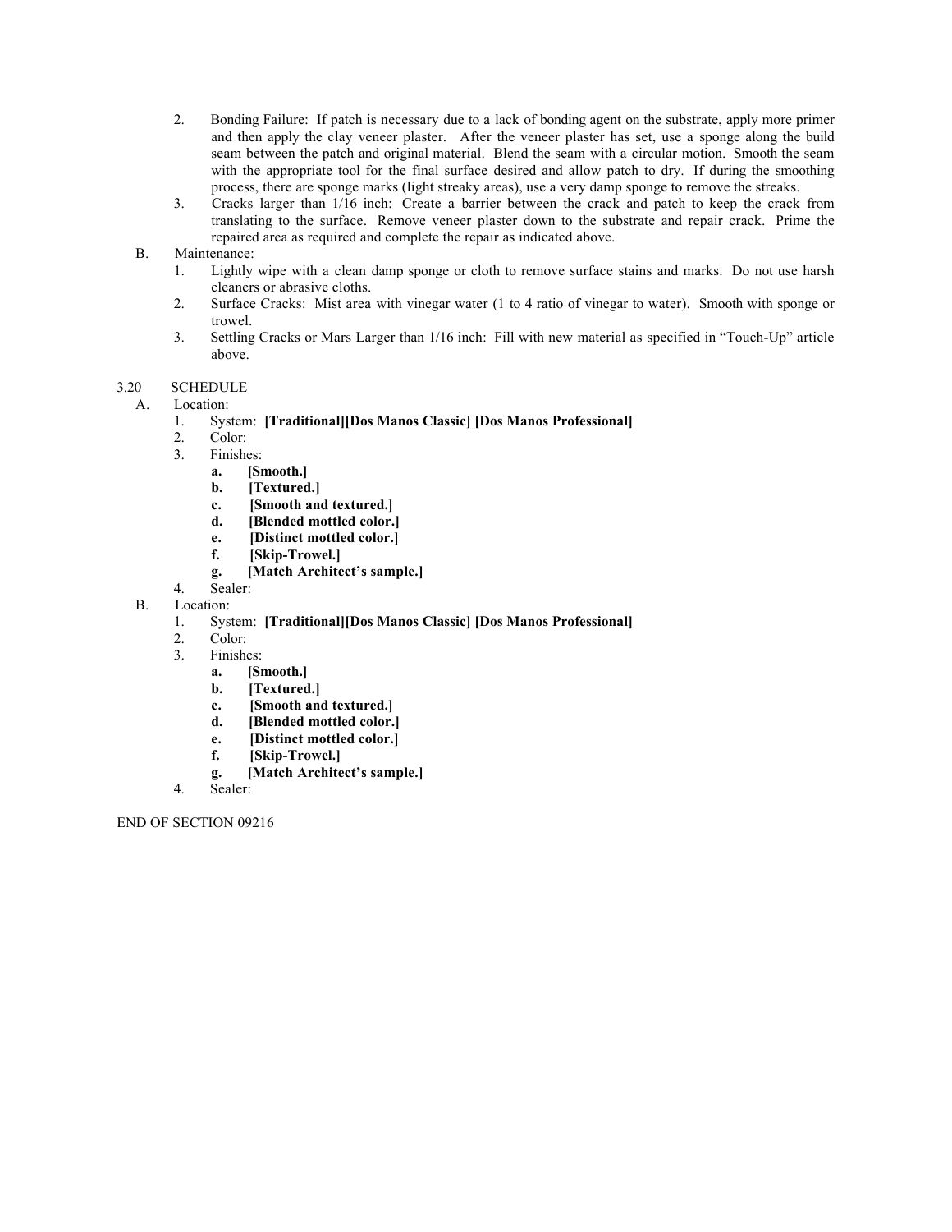2. Bonding Failure: If patch is necessary due to a lack of bonding agent on the substrate, apply more primer and then apply the clay veneer plaster. After the veneer plaster has set, use a sponge along the build seam between the patch and original material. Blend the seam with a circular motion. Smooth the seam with the appropriate tool for the final surface desired and allow patch to dry. If during the smoothing process, there are sponge marks (light streaky areas), use a very damp sponge to remove the streaks.
3. Cracks larger than 1/16 inch: Create a barrier between the crack and patch to keep the crack from translating to the surface. Remove veneer plaster down to the substrate and repair crack. Prime the repaired area as required and complete the repair as indicated above.

B. Maintenance:
1. Lightly wipe with a clean damp sponge or cloth to remove surface stains and marks. Do not use harsh cleaners or abrasive cloths.
2. Surface Cracks: Mist area with vinegar water (1 to 4 ratio of vinegar to water). Smooth with sponge or trowel.
3. Settling Cracks or Mars Larger than 1/16 inch: Fill with new material as specified in "Touch-Up" article above.

## 3.20 SCHEDULE

A. Location:
1. System: **[Traditional][Dos Manos Classic] [Dos Manos Professional]**
2. Color:
3. Finishes:
   - **a. [Smooth.]**
   - **b. [Textured.]**
   - **c. [Smooth and textured.]**
   - **d. [Blended mottled color.]**
   - **e. [Distinct mottled color.]**
   - **f. [Skip-Trowel.]**
   - **g. [Match Architect's sample.]**
4. Sealer:

B. Location:
1. System: **[Traditional][Dos Manos Classic] [Dos Manos Professional]**
2. Color:
3. Finishes:
   - **a. [Smooth.]**
   - **b. [Textured.]**
   - **c. [Smooth and textured.]**
   - **d. [Blended mottled color.]**
   - **e. [Distinct mottled color.]**
   - **f. [Skip-Trowel.]**
   - **g. [Match Architect's sample.]**
4. Sealer:

END OF SECTION 09216